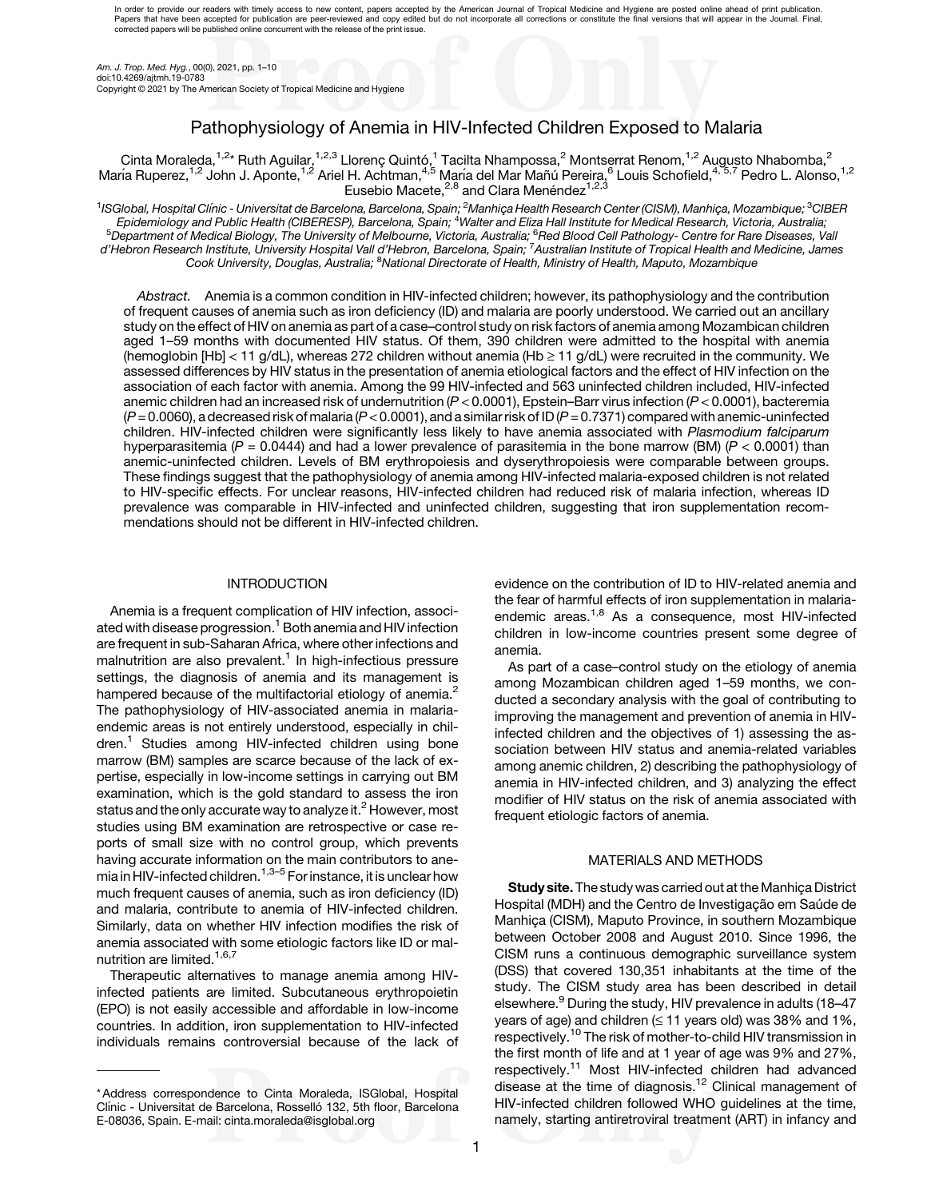In order to provide our readers with timely access to new content, papers accepted by the American Journal of Tropical Medicine and Hygiene are posted online ahead of print publication. Papers that have been accepted for publication are peer-reviewed and copy edited but do not incorporate all corrections or constitute the final versions that will appear in the Journal. Final, corrected papers will be published online concurrent with the release of the print issue.

Am. J. Trop. Med. Hyg., 00(0), 2021, pp. 1–10
doi:10.4269/ajtmh.19-0783
Copyright © 2021 by The American Society of Tropical Medicine and Hygiene

# Pathophysiology of Anemia in HIV-Infected Children Exposed to Malaria

Cinta Moraleda,[1,2]* Ruth Aguilar,[1,2,3] Llorenç Quintó,[1] Tacilta Nhampossa,[2] Montserrat Renom,[1,2] Augusto Nhabomba,[2] María Ruperez,[1,2] John J. Aponte,[1,2] Ariel H. Achtman,[4,5] María del Mar Mañú Pereira,[6] Louis Schofield,[4,5,7] Pedro L. Alonso,[1,2] Eusebio Macete,[2,8] and Clara Menéndez[1,2,3]

[1]ISGlobal, Hospital Clínic - Universitat de Barcelona, Barcelona, Spain; [2]Manhiça Health Research Center (CISM), Manhiça, Mozambique; [3]CIBER Epidemiology and Public Health (CIBERESP), Barcelona, Spain; [4]Walter and Eliza Hall Institute for Medical Research, Victoria, Australia; [5]Department of Medical Biology, The University of Melbourne, Victoria, Australia; [6]Red Blood Cell Pathology- Centre for Rare Diseases, Vall d'Hebron Research Institute, University Hospital Vall d'Hebron, Barcelona, Spain; [7]Australian Institute of Tropical Health and Medicine, James Cook University, Douglas, Australia; [8]National Directorate of Health, Ministry of Health, Maputo, Mozambique

*Abstract.* Anemia is a common condition in HIV-infected children; however, its pathophysiology and the contribution of frequent causes of anemia such as iron deficiency (ID) and malaria are poorly understood. We carried out an ancillary study on the effect of HIV on anemia as part of a case–control study on risk factors of anemia among Mozambican children aged 1–59 months with documented HIV status. Of them, 390 children were admitted to the hospital with anemia (hemoglobin [Hb] < 11 g/dL), whereas 272 children without anemia (Hb ≥ 11 g/dL) were recruited in the community. We assessed differences by HIV status in the presentation of anemia etiological factors and the effect of HIV infection on the association of each factor with anemia. Among the 99 HIV-infected and 563 uninfected children included, HIV-infected anemic children had an increased risk of undernutrition ($P < 0.0001$), Epstein–Barr virus infection ($P < 0.0001$), bacteremia ($P = 0.0060$), a decreased risk of malaria ($P < 0.0001$), and a similar risk of ID ($P = 0.7371$) compared with anemic-uninfected children. HIV-infected children were significantly less likely to have anemia associated with *Plasmodium falciparum* hyperparasitemia ($P = 0.0444$) and had a lower prevalence of parasitemia in the bone marrow (BM) ($P < 0.0001$) than anemic-uninfected children. Levels of BM erythropoiesis and dyserythropoiesis were comparable between groups. These findings suggest that the pathophysiology of anemia among HIV-infected malaria-exposed children is not related to HIV-specific effects. For unclear reasons, HIV-infected children had reduced risk of malaria infection, whereas ID prevalence was comparable in HIV-infected and uninfected children, suggesting that iron supplementation recommendations should not be different in HIV-infected children.

## INTRODUCTION

Anemia is a frequent complication of HIV infection, associated with disease progression.[1] Both anemia and HIV infection are frequent in sub-Saharan Africa, where other infections and malnutrition are also prevalent.[1] In high-infectious pressure settings, the diagnosis of anemia and its management is hampered because of the multifactorial etiology of anemia.[2] The pathophysiology of HIV-associated anemia in malaria-endemic areas is not entirely understood, especially in children.[1] Studies among HIV-infected children using bone marrow (BM) samples are scarce because of the lack of expertise, especially in low-income settings in carrying out BM examination, which is the gold standard to assess the iron status and the only accurate way to analyze it.[2] However, most studies using BM examination are retrospective or case reports of small size with no control group, which prevents having accurate information on the main contributors to anemia in HIV-infected children.[1,3–5] For instance, it is unclear how much frequent causes of anemia, such as iron deficiency (ID) and malaria, contribute to anemia of HIV-infected children. Similarly, data on whether HIV infection modifies the risk of anemia associated with some etiologic factors like ID or malnutrition are limited.[1,6,7]

Therapeutic alternatives to manage anemia among HIV-infected patients are limited. Subcutaneous erythropoietin (EPO) is not easily accessible and affordable in low-income countries. In addition, iron supplementation to HIV-infected individuals remains controversial because of the lack of evidence on the contribution of ID to HIV-related anemia and the fear of harmful effects of iron supplementation in malaria-endemic areas.[1,8] As a consequence, most HIV-infected children in low-income countries present some degree of anemia.

As part of a case–control study on the etiology of anemia among Mozambican children aged 1–59 months, we conducted a secondary analysis with the goal of contributing to improving the management and prevention of anemia in HIV-infected children and the objectives of 1) assessing the association between HIV status and anemia-related variables among anemic children, 2) describing the pathophysiology of anemia in HIV-infected children, and 3) analyzing the effect modifier of HIV status on the risk of anemia associated with frequent etiologic factors of anemia.

## MATERIALS AND METHODS

**Study site.** The study was carried out at the Manhiça District Hospital (MDH) and the Centro de Investigação em Saúde de Manhiça (CISM), Maputo Province, in southern Mozambique between October 2008 and August 2010. Since 1996, the CISM runs a continuous demographic surveillance system (DSS) that covered 130,351 inhabitants at the time of the study. The CISM study area has been described in detail elsewhere.[9] During the study, HIV prevalence in adults (18–47 years of age) and children (≤ 11 years old) was 38% and 1%, respectively.[10] The risk of mother-to-child HIV transmission in the first month of life and at 1 year of age was 9% and 27%, respectively.[11] Most HIV-infected children had advanced disease at the time of diagnosis.[12] Clinical management of HIV-infected children followed WHO guidelines at the time, namely, starting antiretroviral treatment (ART) in infancy and

*Address correspondence to Cinta Moraleda, ISGlobal, Hospital Clínic - Universitat de Barcelona, Rosselló 132, 5th floor, Barcelona E-08036, Spain. E-mail: cinta.moraleda@isglobal.org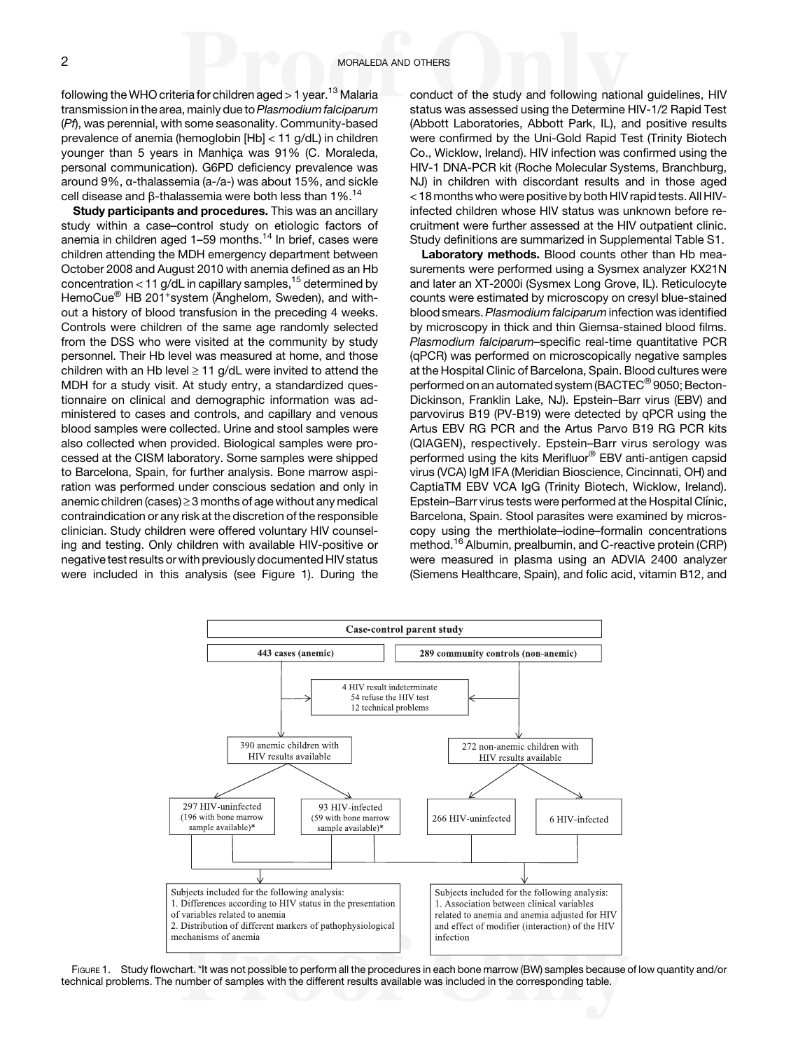following the WHO criteria for children aged > 1 year.[13] Malaria transmission in the area, mainly due to *Plasmodium falciparum* (*Pf*), was perennial, with some seasonality. Community-based prevalence of anemia (hemoglobin [Hb] < 11 g/dL) in children younger than 5 years in Manhiça was 91% (C. Moraleda, personal communication). G6PD deficiency prevalence was around 9%, α-thalassemia (a-/a-) was about 15%, and sickle cell disease and β-thalassemia were both less than 1%.[14]

**Study participants and procedures.** This was an ancillary study within a case–control study on etiologic factors of anemia in children aged 1–59 months.[14] In brief, cases were children attending the MDH emergency department between October 2008 and August 2010 with anemia defined as an Hb concentration < 11 g/dL in capillary samples,[15] determined by HemoCue® HB 201+system (Ängelom, Sweden), and without a history of blood transfusion in the preceding 4 weeks. Controls were children of the same age randomly selected from the DSS who were visited at the community by study personnel. Their Hb level was measured at home, and those children with an Hb level ≥ 11 g/dL were invited to attend the MDH for a study visit. At study entry, a standardized questionnaire on clinical and demographic information was administered to cases and controls, and capillary and venous blood samples were collected. Urine and stool samples were also collected when provided. Biological samples were processed at the CISM laboratory. Some samples were shipped to Barcelona, Spain, for further analysis. Bone marrow aspiration was performed under conscious sedation and only in anemic children (cases) ≥ 3 months of age without any medical contraindication or any risk at the discretion of the responsible clinician. Study children were offered voluntary HIV counseling and testing. Only children with available HIV-positive or negative test results or with previously documented HIV status were included in this analysis (see Figure 1). During the conduct of the study and following national guidelines, HIV status was assessed using the Determine HIV-1/2 Rapid Test (Abbott Laboratories, Abbott Park, IL), and positive results were confirmed by the Uni-Gold Rapid Test (Trinity Biotech Co., Wicklow, Ireland). HIV infection was confirmed using the HIV-1 DNA-PCR kit (Roche Molecular Systems, Branchburg, NJ) in children with discordant results and in those aged < 18 months who were positive by both HIV rapid tests. All HIV-infected children whose HIV status was unknown before recruitment were further assessed at the HIV outpatient clinic. Study definitions are summarized in Supplemental Table S1.

**Laboratory methods.** Blood counts other than Hb measurements were performed using a Sysmex analyzer KX21N and later an XT-2000i (Sysmex Long Grove, IL). Reticulocyte counts were estimated by microscopy on cresyl blue-stained blood smears. *Plasmodium falciparum* infection was identified by microscopy in thick and thin Giemsa-stained blood films. *Plasmodium falciparum*–specific real-time quantitative PCR (qPCR) was performed on microscopically negative samples at the Hospital Clinic of Barcelona, Spain. Blood cultures were performed on an automated system (BACTEC® 9050; Becton-Dickinson, Franklin Lake, NJ). Epstein–Barr virus (EBV) and parvovirus B19 (PV-B19) were detected by qPCR using the Artus EBV RG PCR and the Artus Parvo B19 RG PCR kits (QIAGEN), respectively. Epstein–Barr virus serology was performed using the kits Merifluor® EBV anti-antigen capsid virus (VCA) IgM IFA (Meridian Bioscience, Cincinnati, OH) and CaptiaTM EBV VCA IgG (Trinity Biotech, Wicklow, Ireland). Epstein–Barr virus tests were performed at the Hospital Clínic, Barcelona, Spain. Stool parasites were examined by microscopy using the merthiolate–iodine–formalin concentrations method.[16] Albumin, prealbumin, and C-reactive protein (CRP) were measured in plasma using an ADVIA 2400 analyzer (Siemens Healthcare, Spain), and folic acid, vitamin B12, and

Case-control parent study

- 443 cases (anemic)
- 289 community controls (non-anemic)

Excluded: 4 HIV result indeterminate; 54 refuse the HIV test; 12 technical problems

- 390 anemic children with HIV results available
  - 297 HIV-uninfected (196 with bone marrow sample available)*
  - 93 HIV-infected (59 with bone marrow sample available)*
- 272 non-anemic children with HIV results available
  - 266 HIV-uninfected
  - 6 HIV-infected

Subjects included for the following analysis:
1. Differences according to HIV status in the presentation of variables related to anemia
2. Distribution of different markers of pathophysiological mechanisms of anemia

Subjects included for the following analysis:
1. Association between clinical variables related to anemia and anemia adjusted for HIV and effect of modifier (interaction) of the HIV infection

FIGURE 1. Study flowchart. *It was not possible to perform all the procedures in each bone marrow (BW) samples because of low quantity and/or technical problems. The number of samples with the different results available was included in the corresponding table.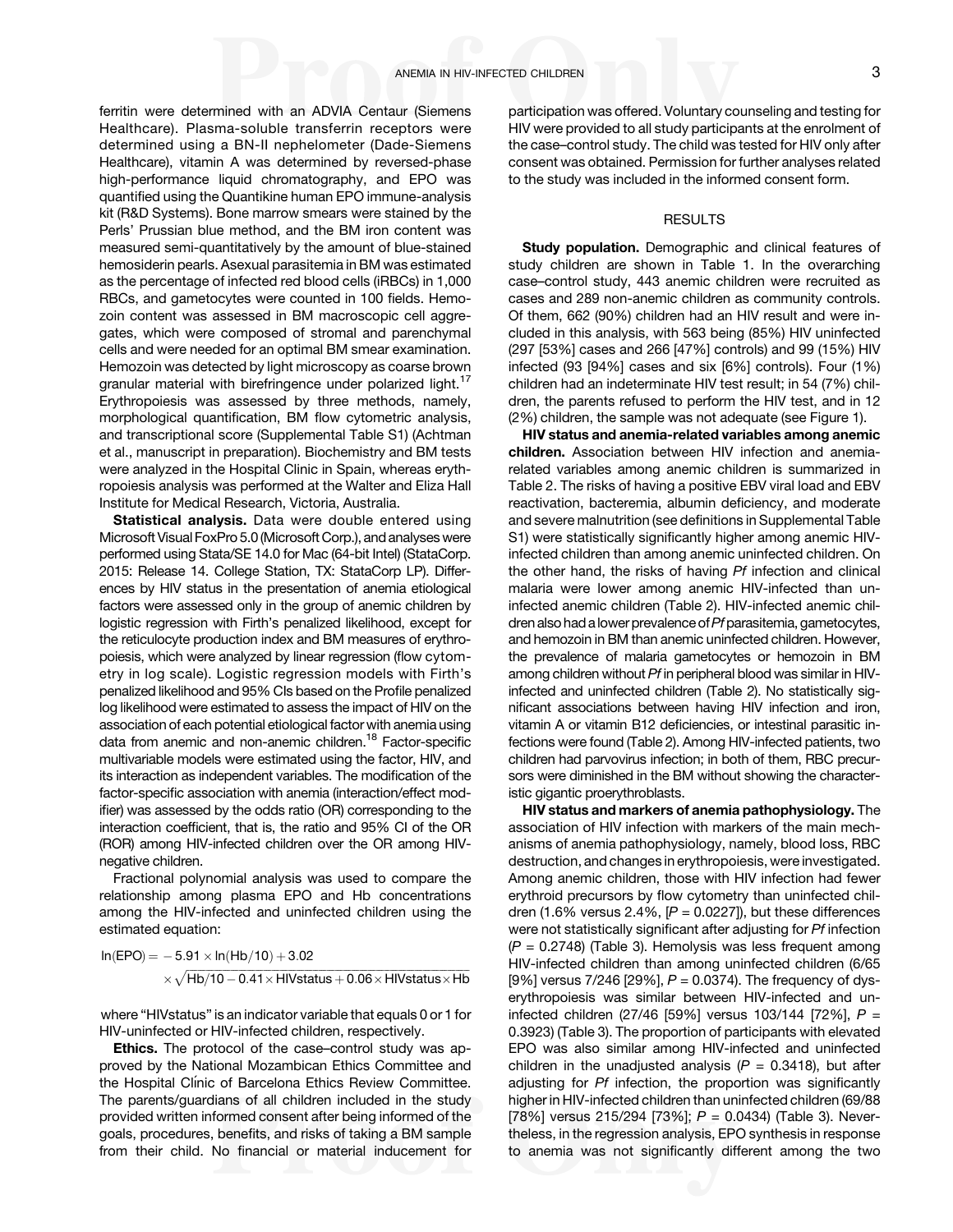ferritin were determined with an ADVIA Centaur (Siemens Healthcare). Plasma-soluble transferrin receptors were determined using a BN-II nephelometer (Dade-Siemens Healthcare), vitamin A was determined by reversed-phase high-performance liquid chromatography, and EPO was quantified using the Quantikine human EPO immune-analysis kit (R&D Systems). Bone marrow smears were stained by the Perls' Prussian blue method, and the BM iron content was measured semi-quantitatively by the amount of blue-stained hemosiderin pearls. Asexual parasitemia in BM was estimated as the percentage of infected red blood cells (iRBCs) in 1,000 RBCs, and gametocytes were counted in 100 fields. Hemozoin content was assessed in BM macroscopic cell aggregates, which were composed of stromal and parenchymal cells and were needed for an optimal BM smear examination. Hemozoin was detected by light microscopy as coarse brown granular material with birefringence under polarized light.[17] Erythropoiesis was assessed by three methods, namely, morphological quantification, BM flow cytometric analysis, and transcriptional score (Supplemental Table S1) (Achtman et al., manuscript in preparation). Biochemistry and BM tests were analyzed in the Hospital Clinic in Spain, whereas erythropoiesis analysis was performed at the Walter and Eliza Hall Institute for Medical Research, Victoria, Australia.

**Statistical analysis.** Data were double entered using Microsoft Visual FoxPro 5.0 (Microsoft Corp.), and analyses were performed using Stata/SE 14.0 for Mac (64-bit Intel) (StataCorp. 2015: Release 14. College Station, TX: StataCorp LP). Differences by HIV status in the presentation of anemia etiological factors were assessed only in the group of anemic children by logistic regression with Firth's penalized likelihood, except for the reticulocyte production index and BM measures of erythropoiesis, which were analyzed by linear regression (flow cytometry in log scale). Logistic regression models with Firth's penalized likelihood and 95% CIs based on the Profile penalized log likelihood were estimated to assess the impact of HIV on the association of each potential etiological factor with anemia using data from anemic and non-anemic children.[18] Factor-specific multivariable models were estimated using the factor, HIV, and its interaction as independent variables. The modification of the factor-specific association with anemia (interaction/effect modifier) was assessed by the odds ratio (OR) corresponding to the interaction coefficient, that is, the ratio and 95% CI of the OR (ROR) among HIV-infected children over the OR among HIV-negative children.

Fractional polynomial analysis was used to compare the relationship among plasma EPO and Hb concentrations among the HIV-infected and uninfected children using the estimated equation:

$$\ln(\text{EPO}) = -5.91 \times \ln(\text{Hb}/10) + 3.02 \times \sqrt{\text{Hb}/10} - 0.41 \times \text{HIVstatus} + 0.06 \times \text{HIVstatus} \times \text{Hb}$$

where "HIVstatus" is an indicator variable that equals 0 or 1 for HIV-uninfected or HIV-infected children, respectively.

**Ethics.** The protocol of the case–control study was approved by the National Mozambican Ethics Committee and the Hospital Clínic of Barcelona Ethics Review Committee. The parents/guardians of all children included in the study provided written informed consent after being informed of the goals, procedures, benefits, and risks of taking a BM sample from their child. No financial or material inducement for participation was offered. Voluntary counseling and testing for HIV were provided to all study participants at the enrolment of the case–control study. The child was tested for HIV only after consent was obtained. Permission for further analyses related to the study was included in the informed consent form.

## RESULTS

**Study population.** Demographic and clinical features of study children are shown in Table 1. In the overarching case–control study, 443 anemic children were recruited as cases and 289 non-anemic children as community controls. Of them, 662 (90%) children had an HIV result and were included in this analysis, with 563 being (85%) HIV uninfected (297 [53%] cases and 266 [47%] controls) and 99 (15%) HIV infected (93 [94%] cases and six [6%] controls). Four (1%) children had an indeterminate HIV test result; in 54 (7%) children, the parents refused to perform the HIV test, and in 12 (2%) children, the sample was not adequate (see Figure 1).

**HIV status and anemia-related variables among anemic children.** Association between HIV infection and anemia-related variables among anemic children is summarized in Table 2. The risks of having a positive EBV viral load and EBV reactivation, bacteremia, albumin deficiency, and moderate and severe malnutrition (see definitions in Supplemental Table S1) were statistically significantly higher among anemic HIV-infected children than among anemic uninfected children. On the other hand, the risks of having *Pf* infection and clinical malaria were lower among anemic HIV-infected than uninfected anemic children (Table 2). HIV-infected anemic children also had a lower prevalence of *Pf* parasitemia, gametocytes, and hemozoin in BM than anemic uninfected children. However, the prevalence of malaria gametocytes or hemozoin in BM among children without *Pf* in peripheral blood was similar in HIV-infected and uninfected children (Table 2). No statistically significant associations between having HIV infection and iron, vitamin A or vitamin B12 deficiencies, or intestinal parasitic infections were found (Table 2). Among HIV-infected patients, two children had parvovirus infection; in both of them, RBC precursors were diminished in the BM without showing the characteristic gigantic proerythroblasts.

**HIV status and markers of anemia pathophysiology.** The association of HIV infection with markers of the main mechanisms of anemia pathophysiology, namely, blood loss, RBC destruction, and changes in erythropoiesis, were investigated. Among anemic children, those with HIV infection had fewer erythroid precursors by flow cytometry than uninfected children (1.6% versus 2.4%, [$P = 0.0227$]), but these differences were not statistically significant after adjusting for *Pf* infection ($P = 0.2748$) (Table 3). Hemolysis was less frequent among HIV-infected children than among uninfected children (6/65 [9%] versus 7/246 [29%], $P = 0.0374$). The frequency of dyserythropoiesis was similar between HIV-infected and uninfected children (27/46 [59%] versus 103/144 [72%], $P = 0.3923$) (Table 3). The proportion of participants with elevated EPO was also similar among HIV-infected and uninfected children in the unadjusted analysis ($P = 0.3418$), but after adjusting for *Pf* infection, the proportion was significantly higher in HIV-infected children than uninfected children (69/88 [78%] versus 215/294 [73%]; $P = 0.0434$) (Table 3). Nevertheless, in the regression analysis, EPO synthesis in response to anemia was not significantly different among the two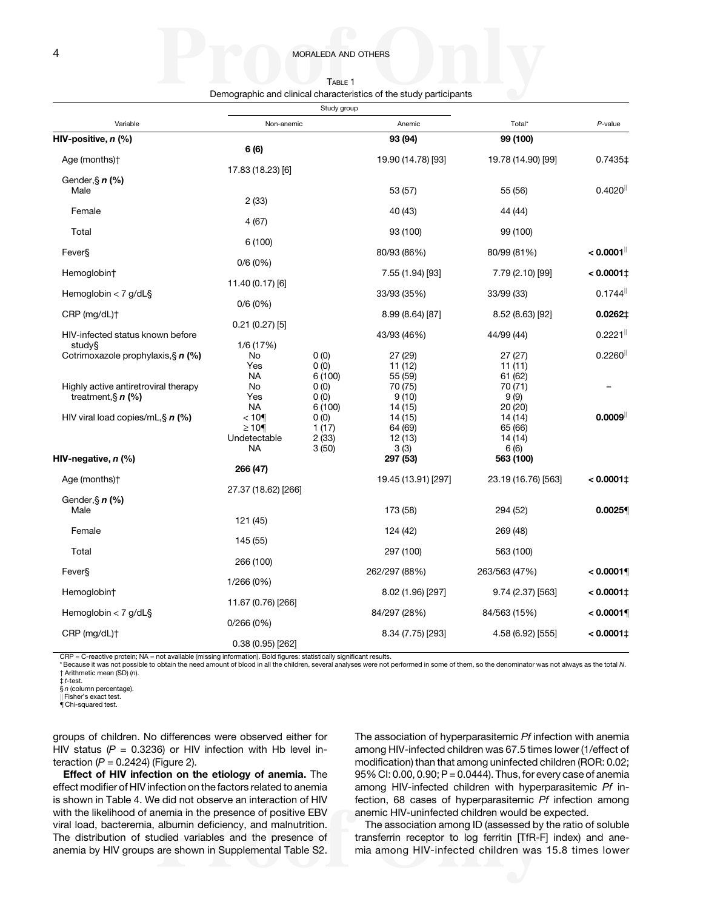Table 1

Demographic and clinical characteristics of the study participants

| Variable | Study group: Non-anemic | | Anemic | Total* | *P*-value |
|---|---|---|---|---|---|
| **HIV-positive, *n* (%)** | **6 (6)** | | **93 (94)** | **99 (100)** | |
| Age (months)† | 17.83 (18.23) [6] | | 19.90 (14.78) [93] | 19.78 (14.90) [99] | 0.7435‡ |
| Gender,§ ***n* (%)** | | | | | |
| Male | 2 (33) | | 53 (57) | 55 (56) | 0.4020‖ |
| Female | 4 (67) | | 40 (43) | 44 (44) | |
| Total | 6 (100) | | 93 (100) | 99 (100) | |
| Fever§ | 0/6 (0%) | | 80/93 (86%) | 80/99 (81%) | **< 0.0001**‖ |
| Hemoglobin† | 11.40 (0.17) [6] | | 7.55 (1.94) [93] | 7.79 (2.10) [99] | **< 0.0001**‡ |
| Hemoglobin < 7 g/dL§ | 0/6 (0%) | | 33/93 (35%) | 33/99 (33) | 0.1744‖ |
| CRP (mg/dL)† | 0.21 (0.27) [5] | | 8.99 (8.64) [87] | 8.52 (8.63) [92] | **0.0262**‡ |
| HIV-infected status known before study§ | 1/6 (17%) | | 43/93 (46%) | 44/99 (44) | 0.2221‖ |
| Cotrimoxazole prophylaxis,§ ***n* (%)** | No | 0 (0) | 27 (29) | 27 (27) | 0.2260‖ |
| | Yes | 0 (0) | 11 (12) | 11 (11) | |
| | NA | 6 (100) | 55 (59) | 61 (62) | |
| Highly active antiretroviral therapy treatment,§ ***n* (%)** | No | 0 (0) | 70 (75) | 70 (71) | – |
| | Yes | 0 (0) | 9 (10) | 9 (9) | |
| | NA | 6 (100) | 14 (15) | 20 (20) | |
| HIV viral load copies/mL,§ ***n* (%)** | < 10¶ | 0 (0) | 14 (15) | 14 (14) | **0.0009**‖ |
| | ≥ 10¶ | 1 (17) | 64 (69) | 65 (66) | |
| | Undetectable | 2 (33) | 12 (13) | 14 (14) | |
| | NA | 3 (50) | 3 (3) | 6 (6) | |
| **HIV-negative, *n* (%)** | **266 (47)** | | **297 (53)** | **563 (100)** | |
| Age (months)† | 27.37 (18.62) [266] | | 19.45 (13.91) [297] | 23.19 (16.76) [563] | **< 0.0001**‡ |
| Gender,§ ***n* (%)** | | | | | |
| Male | 121 (45) | | 173 (58) | 294 (52) | **0.0025**¶ |
| Female | 145 (55) | | 124 (42) | 269 (48) | |
| Total | 266 (100) | | 297 (100) | 563 (100) | |
| Fever§ | 1/266 (0%) | | 262/297 (88%) | 263/563 (47%) | **< 0.0001**¶ |
| Hemoglobin† | 11.67 (0.76) [266] | | 8.02 (1.96) [297] | 9.74 (2.37) [563] | **< 0.0001**‡ |
| Hemoglobin < 7 g/dL§ | 0/266 (0%) | | 84/297 (28%) | 84/563 (15%) | **< 0.0001**¶ |
| CRP (mg/dL)† | 0.38 (0.95) [262] | | 8.34 (7.75) [293] | 4.58 (6.92) [555] | **< 0.0001**‡ |

CRP = C-reactive protein; NA = not available (missing information). Bold figures: statistically significant results.
\* Because it was not possible to obtain the need amount of blood in all the children, several analyses were not performed in some of them, so the denominator was not always as the total *N*.
† Arithmetic mean (SD) (*n*).
‡ *t*-test.
§ *n* (column percentage).
‖ Fisher's exact test.
¶ Chi-squared test.

groups of children. No differences were observed either for HIV status ($P = 0.3236$) or HIV infection with Hb level interaction ($P = 0.2424$) (Figure 2).

**Effect of HIV infection on the etiology of anemia.** The effect modifier of HIV infection on the factors related to anemia is shown in Table 4. We did not observe an interaction of HIV with the likelihood of anemia in the presence of positive EBV viral load, bacteremia, albumin deficiency, and malnutrition. The distribution of studied variables and the presence of anemia by HIV groups are shown in Supplemental Table S2. The association of hyperparasitemic *Pf* infection with anemia among HIV-infected children was 67.5 times lower (1/effect of modification) than that among uninfected children (ROR: 0.02; 95% CI: 0.00, 0.90; $P = 0.0444$). Thus, for every case of anemia among HIV-infected children with hyperparasitemic *Pf* infection, 68 cases of hyperparasitemic *Pf* infection among anemic HIV-uninfected children would be expected.

The association among ID (assessed by the ratio of soluble transferrin receptor to log ferritin [TfR-F] index) and anemia among HIV-infected children was 15.8 times lower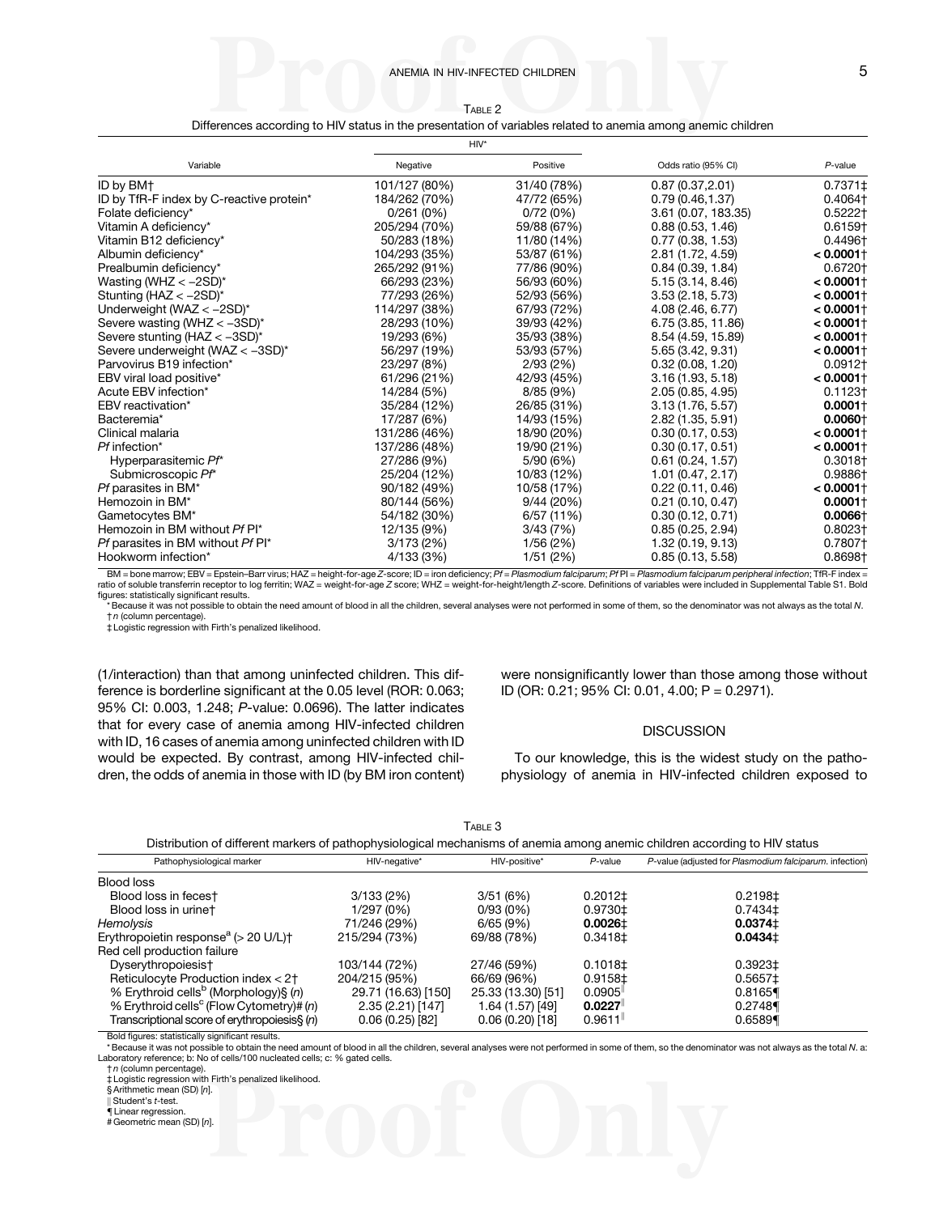Table 2

Differences according to HIV status in the presentation of variables related to anemia among anemic children

| Variable | HIV* | | Odds ratio (95% CI) | *P*-value |
|---|---|---|---|---|
| | Negative | Positive | | |
| ID by BM† | 101/127 (80%) | 31/40 (78%) | 0.87 (0.37,2.01) | 0.7371‡ |
| ID by TfR-F index by C-reactive protein* | 184/262 (70%) | 47/72 (65%) | 0.79 (0.46,1.37) | 0.4064† |
| Folate deficiency* | 0/261 (0%) | 0/72 (0%) | 3.61 (0.07, 183.35) | 0.5222† |
| Vitamin A deficiency* | 205/294 (70%) | 59/88 (67%) | 0.88 (0.53, 1.46) | 0.6159† |
| Vitamin B12 deficiency* | 50/283 (18%) | 11/80 (14%) | 0.77 (0.38, 1.53) | 0.4496† |
| Albumin deficiency* | 104/293 (35%) | 53/87 (61%) | 2.81 (1.72, 4.59) | **< 0.0001**† |
| Prealbumin deficiency* | 265/292 (91%) | 77/86 (90%) | 0.84 (0.39, 1.84) | 0.6720† |
| Wasting (WHZ < −2SD)* | 66/293 (23%) | 56/93 (60%) | 5.15 (3.14, 8.46) | **< 0.0001**† |
| Stunting (HAZ < −2SD)* | 77/293 (26%) | 52/93 (56%) | 3.53 (2.18, 5.73) | **< 0.0001**† |
| Underweight (WAZ < −2SD)* | 114/297 (38%) | 67/93 (72%) | 4.08 (2.46, 6.77) | **< 0.0001**† |
| Severe wasting (WHZ < −3SD)* | 28/293 (10%) | 39/93 (42%) | 6.75 (3.85, 11.86) | **< 0.0001**† |
| Severe stunting (HAZ < −3SD)* | 19/293 (6%) | 35/93 (38%) | 8.54 (4.59, 15.89) | **< 0.0001**† |
| Severe underweight (WAZ < −3SD)* | 56/297 (19%) | 53/93 (57%) | 5.65 (3.42, 9.31) | **< 0.0001**† |
| Parvovirus B19 infection* | 23/297 (8%) | 2/93 (2%) | 0.32 (0.08, 1.20) | 0.0912† |
| EBV viral load positive* | 61/296 (21%) | 42/93 (45%) | 3.16 (1.93, 5.18) | **< 0.0001**† |
| Acute EBV infection* | 14/284 (5%) | 8/85 (9%) | 2.05 (0.85, 4.95) | 0.1123† |
| EBV reactivation* | 35/284 (12%) | 26/85 (31%) | 3.13 (1.76, 5.57) | **0.0001**† |
| Bacteremia* | 17/287 (6%) | 14/93 (15%) | 2.82 (1.35, 5.91) | **0.0060**† |
| Clinical malaria | 131/286 (46%) | 18/90 (20%) | 0.30 (0.17, 0.53) | **< 0.0001**† |
| *Pf* infection* | 137/286 (48%) | 19/90 (21%) | 0.30 (0.17, 0.51) | **< 0.0001**† |
| Hyperparasitemic *Pf** | 27/286 (9%) | 5/90 (6%) | 0.61 (0.24, 1.57) | 0.3018† |
| Submicroscopic *Pf** | 25/204 (12%) | 10/83 (12%) | 1.01 (0.47, 2.17) | 0.9886† |
| *Pf* parasites in BM* | 90/182 (49%) | 10/58 (17%) | 0.22 (0.11, 0.46) | **< 0.0001**† |
| Hemozoin in BM* | 80/144 (56%) | 9/44 (20%) | 0.21 (0.10, 0.47) | **0.0001**† |
| Gametocytes BM* | 54/182 (30%) | 6/57 (11%) | 0.30 (0.12, 0.71) | **0.0066**† |
| Hemozoin in BM without *Pf* PI* | 12/135 (9%) | 3/43 (7%) | 0.85 (0.25, 2.94) | 0.8023† |
| *Pf* parasites in BM without *Pf* PI* | 3/173 (2%) | 1/56 (2%) | 1.32 (0.19, 9.13) | 0.7807† |
| Hookworm infection* | 4/133 (3%) | 1/51 (2%) | 0.85 (0.13, 5.58) | 0.8698† |

BM = bone marrow; EBV = Epstein–Barr virus; HAZ = height-for-age *Z*-score; ID = iron deficiency; *Pf* = *Plasmodium falciparum*; *Pf* PI = *Plasmodium falciparum peripheral infection*; TfR-F index = ratio of soluble transferrin receptor to log ferritin; WAZ = weight-for-age *Z* score; WHZ = weight-for-height/length *Z*-score. Definitions of variables were included in Supplemental Table S1. Bold figures: statistically significant results.

\* Because it was not possible to obtain the need amount of blood in all the children, several analyses were not performed in some of them, so the denominator was not always as the total *N*.

† *n* (column percentage).

‡ Logistic regression with Firth's penalized likelihood.

(1/interaction) than that among uninfected children. This difference is borderline significant at the 0.05 level (ROR: 0.063; 95% CI: 0.003, 1.248; *P*-value: 0.0696). The latter indicates that for every case of anemia among HIV-infected children with ID, 16 cases of anemia among uninfected children with ID would be expected. By contrast, among HIV-infected children, the odds of anemia in those with ID (by BM iron content) were nonsignificantly lower than those among those without ID (OR: 0.21; 95% CI: 0.01, 4.00; P = 0.2971).

## DISCUSSION

To our knowledge, this is the widest study on the pathophysiology of anemia in HIV-infected children exposed to

Table 3

Distribution of different markers of pathophysiological mechanisms of anemia among anemic children according to HIV status

| Pathophysiological marker | HIV-negative* | HIV-positive* | *P*-value | *P*-value (adjusted for *Plasmodium falciparum.* infection) |
|---|---|---|---|---|
| Blood loss | | | | |
| Blood loss in feces† | 3/133 (2%) | 3/51 (6%) | 0.2012‡ | 0.2198‡ |
| Blood loss in urine† | 1/297 (0%) | 0/93 (0%) | 0.9730‡ | 0.7434‡ |
| *Hemolysis* | 71/246 (29%) | 6/65 (9%) | **0.0026**‡ | **0.0374**‡ |
| Erythropoietin response[a] (> 20 U/L)† | 215/294 (73%) | 69/88 (78%) | 0.3418‡ | **0.0434**‡ |
| Red cell production failure | | | | |
| Dyserythropoiesis† | 103/144 (72%) | 27/46 (59%) | 0.1018‡ | 0.3923‡ |
| Reticulocyte Production index < 2† | 204/215 (95%) | 66/69 (96%) | 0.9158‡ | 0.5657‡ |
| % Erythroid cells[b] (Morphology)§ (*n*) | 29.71 (16.63) [150] | 25.33 (13.30) [51] | 0.0905‖ | 0.8165¶ |
| % Erythroid cells[c] (Flow Cytometry)# (*n*) | 2.35 (2.21) [147] | 1.64 (1.57) [49] | **0.0227**‖ | 0.2748¶ |
| Transcriptional score of erythropoiesis§ (*n*) | 0.06 (0.25) [82] | 0.06 (0.20) [18] | 0.9611‖ | 0.6589¶ |

Bold figures: statistically significant results.

\* Because it was not possible to obtain the need amount of blood in all the children, several analyses were not performed in some of them, so the denominator was not always as the total *N*. a: Laboratory reference; b: No of cells/100 nucleated cells; c: % gated cells.

† *n* (column percentage).

‡ Logistic regression with Firth's penalized likelihood.

§ Arithmetic mean (SD) [*n*].

‖ Student's *t*-test.

¶ Linear regression.

\# Geometric mean (SD) [*n*].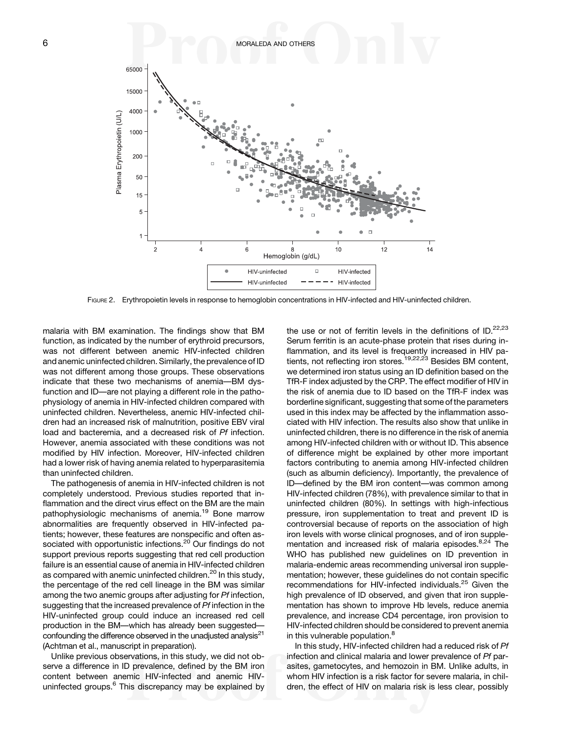FIGURE 2. Erythropoietin levels in response to hemoglobin concentrations in HIV-infected and HIV-uninfected children.

malaria with BM examination. The findings show that BM function, as indicated by the number of erythroid precursors, was not different between anemic HIV-infected children and anemic uninfected children. Similarly, the prevalence of ID was not different among those groups. These observations indicate that these two mechanisms of anemia—BM dysfunction and ID—are not playing a different role in the pathophysiology of anemia in HIV-infected children compared with uninfected children. Nevertheless, anemic HIV-infected children had an increased risk of malnutrition, positive EBV viral load and bacteremia, and a decreased risk of *Pf* infection. However, anemia associated with these conditions was not modified by HIV infection. Moreover, HIV-infected children had a lower risk of having anemia related to hyperparasitemia than uninfected children.

The pathogenesis of anemia in HIV-infected children is not completely understood. Previous studies reported that inflammation and the direct virus effect on the BM are the main pathophysiologic mechanisms of anemia.[19] Bone marrow abnormalities are frequently observed in HIV-infected patients; however, these features are nonspecific and often associated with opportunistic infections.[20] Our findings do not support previous reports suggesting that red cell production failure is an essential cause of anemia in HIV-infected children as compared with anemic uninfected children.[20] In this study, the percentage of the red cell lineage in the BM was similar among the two anemic groups after adjusting for *Pf* infection, suggesting that the increased prevalence of *Pf* infection in the HIV-uninfected group could induce an increased red cell production in the BM—which has already been suggested—confounding the difference observed in the unadjusted analysis[21] (Achtman et al., manuscript in preparation).

Unlike previous observations, in this study, we did not observe a difference in ID prevalence, defined by the BM iron content between anemic HIV-infected and anemic HIV-uninfected groups.[6] This discrepancy may be explained by the use or not of ferritin levels in the definitions of ID.[22,23] Serum ferritin is an acute-phase protein that rises during inflammation, and its level is frequently increased in HIV patients, not reflecting iron stores.[19,22,23] Besides BM content, we determined iron status using an ID definition based on the TfR-F index adjusted by the CRP. The effect modifier of HIV in the risk of anemia due to ID based on the TfR-F index was borderline significant, suggesting that some of the parameters used in this index may be affected by the inflammation associated with HIV infection. The results also show that unlike in uninfected children, there is no difference in the risk of anemia among HIV-infected children with or without ID. This absence of difference might be explained by other more important factors contributing to anemia among HIV-infected children (such as albumin deficiency). Importantly, the prevalence of ID—defined by the BM iron content—was common among HIV-infected children (78%), with prevalence similar to that in uninfected children (80%). In settings with high-infectious pressure, iron supplementation to treat and prevent ID is controversial because of reports on the association of high iron levels with worse clinical prognoses, and of iron supplementation and increased risk of malaria episodes.[8,24] The WHO has published new guidelines on ID prevention in malaria-endemic areas recommending universal iron supplementation; however, these guidelines do not contain specific recommendations for HIV-infected individuals.[25] Given the high prevalence of ID observed, and given that iron supplementation has shown to improve Hb levels, reduce anemia prevalence, and increase CD4 percentage, iron provision to HIV-infected children should be considered to prevent anemia in this vulnerable population.[8]

In this study, HIV-infected children had a reduced risk of *Pf* infection and clinical malaria and lower prevalence of *Pf* parasites, gametocytes, and hemozoin in BM. Unlike adults, in whom HIV infection is a risk factor for severe malaria, in children, the effect of HIV on malaria risk is less clear, possibly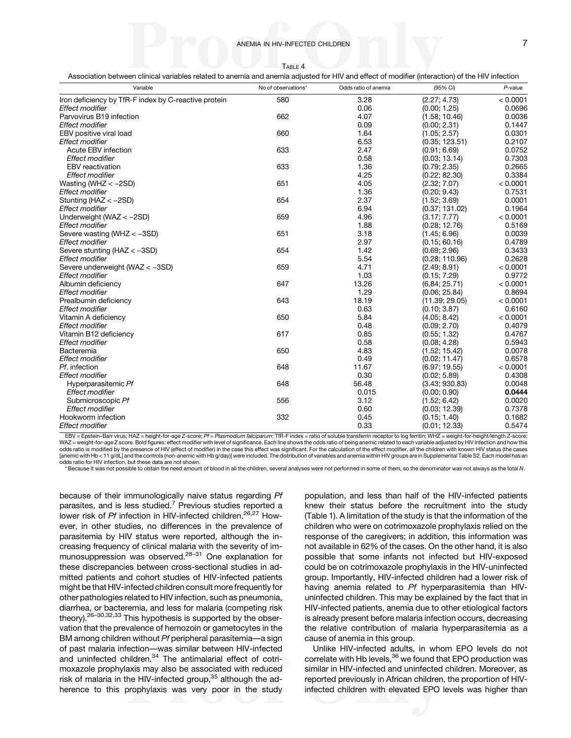Table 4

Association between clinical variables related to anemia and anemia adjusted for HIV and effect of modifier (interaction) of the HIV infection

| Variable | No of observations* | Odds ratio of anemia | (95% CI) | *P*-value |
|---|---|---|---|---|
| Iron deficiency by TfR-F index by C-reactive protein | 580 | 3.28 | (2.27; 4.73) | < 0.0001 |
| *Effect modifier* | | 0.06 | (0.00; 1.25) | 0.0696 |
| Parvovirus B19 infection | 662 | 4.07 | (1.58; 10.46) | 0.0036 |
| *Effect modifier* | | 0.09 | (0.00; 2.31) | 0.1447 |
| EBV positive viral load | 660 | 1.64 | (1.05; 2.57) | 0.0301 |
| *Effect modifier* | | 6.53 | (0.35; 123.51) | 0.2107 |
| Acute EBV infection | 633 | 2.47 | (0.91; 6.69) | 0.0752 |
| *Effect modifier* | | 0.58 | (0.03; 13.14) | 0.7303 |
| EBV reactivation | 633 | 1.36 | (0.79; 2.35) | 0.2665 |
| *Effect modifier* | | 4.25 | (0.22; 82.30) | 0.3384 |
| Wasting (WHZ < −2SD) | 651 | 4.05 | (2.32; 7.07) | < 0.0001 |
| *Effect modifier* | | 1.36 | (0.20; 9.43) | 0.7531 |
| Stunting (HAZ < −2SD) | 654 | 2.37 | (1.52; 3.69) | 0.0001 |
| *Effect modifier* | | 6.94 | (0.37; 131.02) | 0.1964 |
| Underweight (WAZ < −2SD) | 659 | 4.96 | (3.17; 7.77) | < 0.0001 |
| *Effect modifier* | | 1.88 | (0.28; 12.76) | 0.5169 |
| Severe wasting (WHZ < −3SD) | 651 | 3.18 | (1.45; 6.96) | 0.0039 |
| *Effect modifier* | | 2.97 | (0.15; 60.16) | 0.4789 |
| Severe stunting (HAZ < −3SD) | 654 | 1.42 | (0.69; 2.96) | 0.3433 |
| *Effect modifier* | | 5.54 | (0.28; 110.96) | 0.2628 |
| Severe underweight (WAZ < −3SD) | 659 | 4.71 | (2.49; 8.91) | < 0.0001 |
| *Effect modifier* | | 1.03 | (0.15; 7.29) | 0.9772 |
| Albumin deficiency | 647 | 13.26 | (6.84; 25.71) | < 0.0001 |
| *Effect modifier* | | 1.29 | (0.06; 25.84) | 0.8694 |
| Prealbumin deficiency | 643 | 18.19 | (11.39; 29.05) | < 0.0001 |
| *Effect modifier* | | 0.63 | (0.10; 3.87) | 0.6160 |
| Vitamin A deficiency | 650 | 5.84 | (4.05; 8.42) | < 0.0001 |
| *Effect modifier* | | 0.48 | (0.09; 2.70) | 0.4079 |
| Vitamin B12 deficiency | 617 | 0.85 | (0.55; 1.32) | 0.4767 |
| *Effect modifier* | | 0.58 | (0.08; 4.28) | 0.5943 |
| Bacteremia | 650 | 4.83 | (1.52; 15.42) | 0.0078 |
| *Effect modifier* | | 0.49 | (0.02; 11.47) | 0.6578 |
| *Pf*. infection | 648 | 11.67 | (6.97; 19.55) | < 0.0001 |
| *Effect modifier* | | 0.30 | (0.02; 5.89) | 0.4308 |
| Hyperparasitemic *Pf* | 648 | 56.48 | (3.43; 930.83) | 0.0048 |
| *Effect modifier* | | 0.015 | (0.00; 0.90) | **0.0444** |
| Submicroscopic *Pf* | 556 | 3.12 | (1.52; 6.42) | 0.0020 |
| *Effect modifier* | | 0.60 | (0.03; 12.39) | 0.7378 |
| Hookworm infection | 332 | 0.45 | (0.15; 1.40) | 0.1682 |
| *Effect modifier* | | 0.33 | (0.01; 12.33) | 0.5474 |

EBV = Epstein–Barr virus; HAZ = height-for-age Z-score; *Pf* = *Plasmodium falciparum*; TfR-F index = ratio of soluble transferrin receptor to log ferritin; WHZ = weight-for-height/length *Z*-score; WAZ = weight-for-age Z score. Bold figures: effect modifier with level of significance. Each line shows the odds ratio of being anemic related to each variable adjusted by HIV infection and how this odds ratio is modified by the presence of HIV (effect of modifier) in the case this effect was significant. For the calculation of the effect modifier, all the children with known HIV status (the cases [anemic with Hb < 11 g/dL] and the controls (non-anemic with Hb g/day)] were included. The distribution of variables and anemia within HIV groups are in Supplemental Table S2. Each model has an odds ratio for HIV infection, but these data are not shown.

\* Because it was not possible to obtain the need amount of blood in all the children, several analyses were not performed in some of them, so the denominator was not always as the total *N*.

because of their immunologically naive status regarding *Pf* parasites, and is less studied.[7] Previous studies reported a lower risk of *Pf* infection in HIV-infected children.[26,27] However, in other studies, no differences in the prevalence of parasitemia by HIV status were reported, although the increasing frequency of clinical malaria with the severity of immunosuppression was observed.[28–31] One explanation for these discrepancies between cross-sectional studies in admitted patients and cohort studies of HIV-infected patients might be that HIV-infected children consult more frequently for other pathologies related to HIV infection, such as pneumonia, diarrhea, or bacteremia, and less for malaria (competing risk theory).[26–30,32,33] This hypothesis is supported by the observation that the prevalence of hemozoin or gametocytes in the BM among children without *Pf* peripheral parasitemia—a sign of past malaria infection—was similar between HIV-infected and uninfected children.[34] The antimalarial effect of cotrimoxazole prophylaxis may also be associated with reduced risk of malaria in the HIV-infected group,[35] although the adherence to this prophylaxis was very poor in the study population, and less than half of the HIV-infected patients knew their status before the recruitment into the study (Table 1). A limitation of the study is that the information of the children who were on cotrimoxazole prophylaxis relied on the response of the caregivers; in addition, this information was not available in 62% of the cases. On the other hand, it is also possible that some infants not infected but HIV-exposed could be on cotrimoxazole prophylaxis in the HIV-uninfected group. Importantly, HIV-infected children had a lower risk of having anemia related to *Pf* hyperparasitemia than HIV-uninfected children. This may be explained by the fact that in HIV-infected patients, anemia due to other etiological factors is already present before malaria infection occurs, decreasing the relative contribution of malaria hyperparasitemia as a cause of anemia in this group.

Unlike HIV-infected adults, in whom EPO levels do not correlate with Hb levels,[36] we found that EPO production was similar in HIV-infected and uninfected children. Moreover, as reported previously in African children, the proportion of HIV-infected children with elevated EPO levels was higher than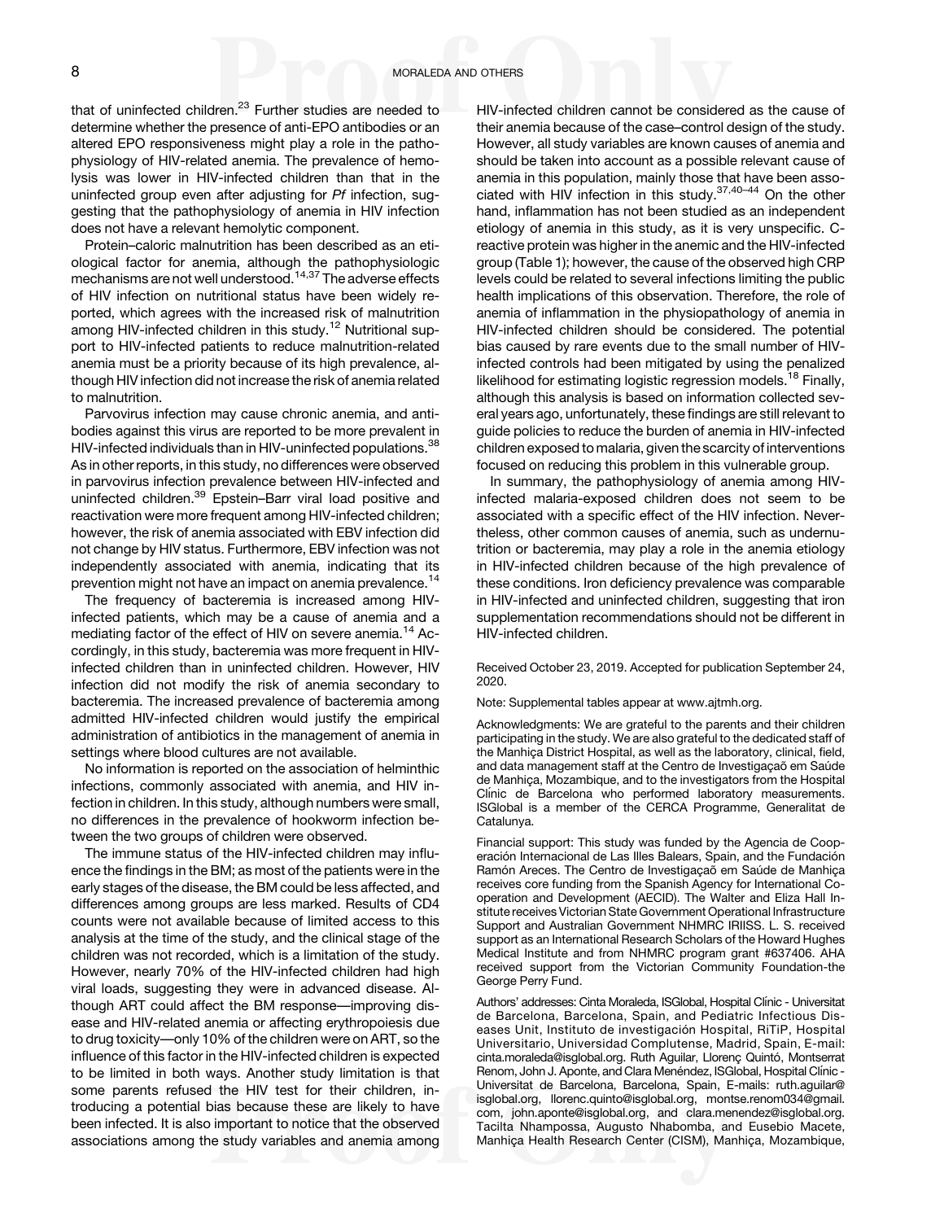that of uninfected children.[23] Further studies are needed to determine whether the presence of anti-EPO antibodies or an altered EPO responsiveness might play a role in the pathophysiology of HIV-related anemia. The prevalence of hemolysis was lower in HIV-infected children than that in the uninfected group even after adjusting for *Pf* infection, suggesting that the pathophysiology of anemia in HIV infection does not have a relevant hemolytic component.

Protein–caloric malnutrition has been described as an etiological factor for anemia, although the pathophysiologic mechanisms are not well understood.[14,37] The adverse effects of HIV infection on nutritional status have been widely reported, which agrees with the increased risk of malnutrition among HIV-infected children in this study.[12] Nutritional support to HIV-infected patients to reduce malnutrition-related anemia must be a priority because of its high prevalence, although HIV infection did not increase the risk of anemia related to malnutrition.

Parvovirus infection may cause chronic anemia, and antibodies against this virus are reported to be more prevalent in HIV-infected individuals than in HIV-uninfected populations.[38] As in other reports, in this study, no differences were observed in parvovirus infection prevalence between HIV-infected and uninfected children.[39] Epstein–Barr viral load positive and reactivation were more frequent among HIV-infected children; however, the risk of anemia associated with EBV infection did not change by HIV status. Furthermore, EBV infection was not independently associated with anemia, indicating that its prevention might not have an impact on anemia prevalence.[14]

The frequency of bacteremia is increased among HIV-infected patients, which may be a cause of anemia and a mediating factor of the effect of HIV on severe anemia.[14] Accordingly, in this study, bacteremia was more frequent in HIV-infected children than in uninfected children. However, HIV infection did not modify the risk of anemia secondary to bacteremia. The increased prevalence of bacteremia among admitted HIV-infected children would justify the empirical administration of antibiotics in the management of anemia in settings where blood cultures are not available.

No information is reported on the association of helminthic infections, commonly associated with anemia, and HIV infection in children. In this study, although numbers were small, no differences in the prevalence of hookworm infection between the two groups of children were observed.

The immune status of the HIV-infected children may influence the findings in the BM; as most of the patients were in the early stages of the disease, the BM could be less affected, and differences among groups are less marked. Results of CD4 counts were not available because of limited access to this analysis at the time of the study, and the clinical stage of the children was not recorded, which is a limitation of the study. However, nearly 70% of the HIV-infected children had high viral loads, suggesting they were in advanced disease. Although ART could affect the BM response—improving disease and HIV-related anemia or affecting erythropoiesis due to drug toxicity—only 10% of the children were on ART, so the influence of this factor in the HIV-infected children is expected to be limited in both ways. Another study limitation is that some parents refused the HIV test for their children, introducing a potential bias because these are likely to have been infected. It is also important to notice that the observed associations among the study variables and anemia among HIV-infected children cannot be considered as the cause of their anemia because of the case–control design of the study. However, all study variables are known causes of anemia and should be taken into account as a possible relevant cause of anemia in this population, mainly those that have been associated with HIV infection in this study.[37,40–44] On the other hand, inflammation has not been studied as an independent etiology of anemia in this study, as it is very unspecific. C-reactive protein was higher in the anemic and the HIV-infected group (Table 1); however, the cause of the observed high CRP levels could be related to several infections limiting the public health implications of this observation. Therefore, the role of anemia of inflammation in the physiopathology of anemia in HIV-infected children should be considered. The potential bias caused by rare events due to the small number of HIV-infected controls had been mitigated by using the penalized likelihood for estimating logistic regression models.[18] Finally, although this analysis is based on information collected several years ago, unfortunately, these findings are still relevant to guide policies to reduce the burden of anemia in HIV-infected children exposed to malaria, given the scarcity of interventions focused on reducing this problem in this vulnerable group.

In summary, the pathophysiology of anemia among HIV-infected malaria-exposed children does not seem to be associated with a specific effect of the HIV infection. Nevertheless, other common causes of anemia, such as undernutrition or bacteremia, may play a role in the anemia etiology in HIV-infected children because of the high prevalence of these conditions. Iron deficiency prevalence was comparable in HIV-infected and uninfected children, suggesting that iron supplementation recommendations should not be different in HIV-infected children.

Received October 23, 2019. Accepted for publication September 24, 2020.

Note: Supplemental tables appear at www.ajtmh.org.

Acknowledgments: We are grateful to the parents and their children participating in the study. We are also grateful to the dedicated staff of the Manhiça District Hospital, as well as the laboratory, clinical, field, and data management staff at the Centro de Investigaçaõ em Saúde de Manhiça, Mozambique, and to the investigators from the Hospital Clínic de Barcelona who performed laboratory measurements. ISGlobal is a member of the CERCA Programme, Generalitat de Catalunya.

Financial support: This study was funded by the Agencia de Cooperación Internacional de Las Illes Balears, Spain, and the Fundación Ramón Areces. The Centro de Investigaçaõ em Saúde de Manhiça receives core funding from the Spanish Agency for International Cooperation and Development (AECID). The Walter and Eliza Hall Institute receives Victorian State Government Operational Infrastructure Support and Australian Government NHMRC IRIISS. L. S. received support as an International Research Scholars of the Howard Hughes Medical Institute and from NHMRC program grant #637406. AHA received support from the Victorian Community Foundation-the George Perry Fund.

Authors' addresses: Cinta Moraleda, ISGlobal, Hospital Clínic - Universitat de Barcelona, Barcelona, Spain, and Pediatric Infectious Diseases Unit, Instituto de investigación Hospital, RiTiP, Hospital Universitario, Universidad Complutense, Madrid, Spain, E-mail: cinta.moraleda@isglobal.org. Ruth Aguilar, Llorenç Quintó, Montserrat Renom, John J. Aponte, and Clara Menéndez, ISGlobal, Hospital Clínic - Universitat de Barcelona, Barcelona, Spain, E-mails: ruth.aguilar@isglobal.org, llorenc.quinto@isglobal.org, montse.renom034@gmail.com, john.aponte@isglobal.org, and clara.menendez@isglobal.org. Tacilta Nhampossa, Augusto Nhabomba, and Eusebio Macete, Manhiça Health Research Center (CISM), Manhiça, Mozambique,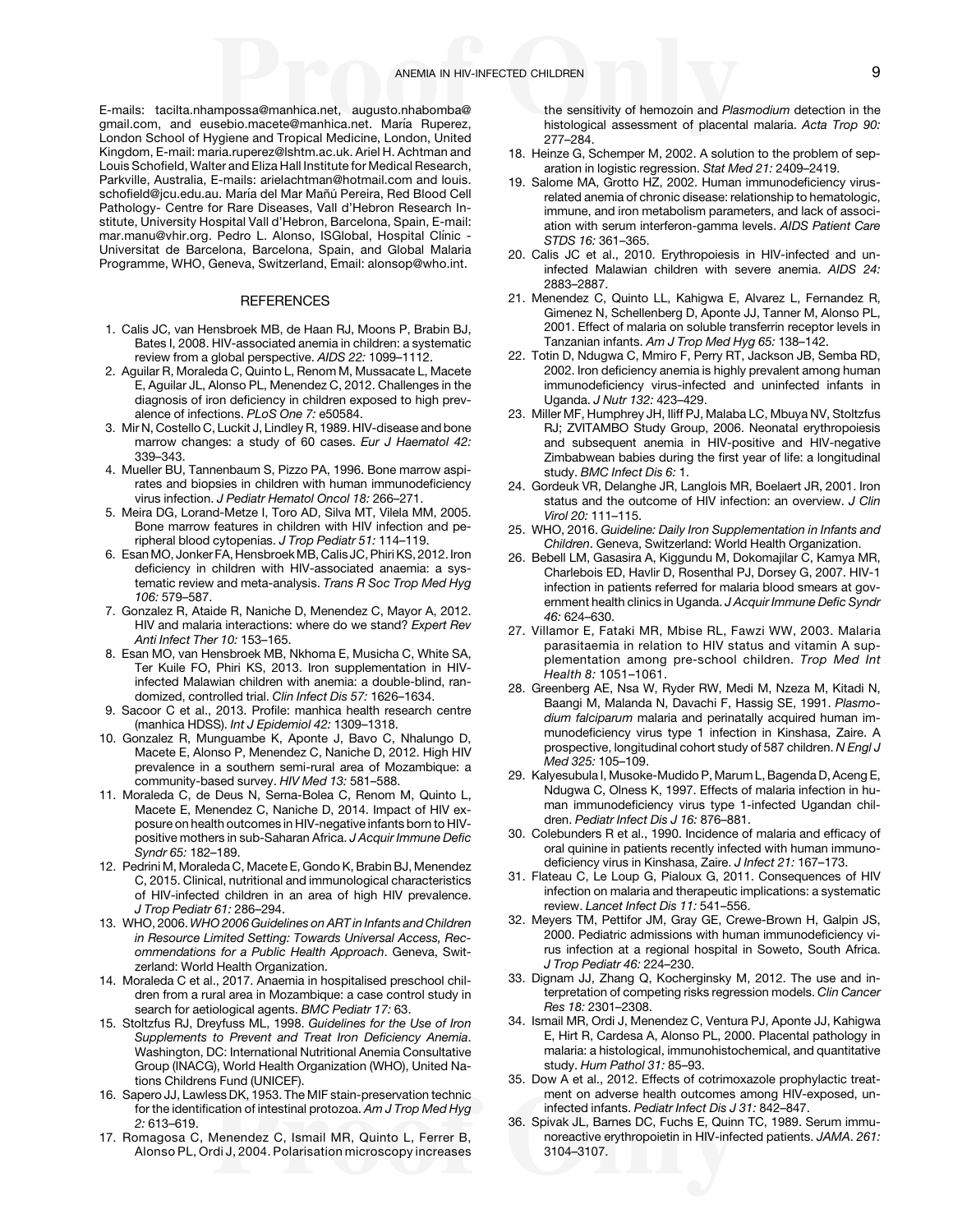E-mails: tacilta.nhampossa@manhica.net, augusto.nhabomba@gmail.com, and eusebio.macete@manhica.net. María Ruperez, London School of Hygiene and Tropical Medicine, London, United Kingdom, E-mail: maria.ruperez@lshtm.ac.uk. Ariel H. Achtman and Louis Schofield, Walter and Eliza Hall Institute for Medical Research, Parkville, Australia, E-mails: arielachtman@hotmail.com and louis.schofield@jcu.edu.au. María del Mar Mañú Pereira, Red Blood Cell Pathology- Centre for Rare Diseases, Vall d'Hebron Research Institute, University Hospital Vall d'Hebron, Barcelona, Spain, E-mail: mar.manu@vhir.org. Pedro L. Alonso, ISGlobal, Hospital Clínic - Universitat de Barcelona, Barcelona, Spain, and Global Malaria Programme, WHO, Geneva, Switzerland, Email: alonsop@who.int.

## REFERENCES

1. Calis JC, van Hensbroek MB, de Haan RJ, Moons P, Brabin BJ, Bates I, 2008. HIV-associated anemia in children: a systematic review from a global perspective. *AIDS 22:* 1099–1112.
2. Aguilar R, Moraleda C, Quinto L, Renom M, Mussacate L, Macete E, Aguilar JL, Alonso PL, Menendez C, 2012. Challenges in the diagnosis of iron deficiency in children exposed to high prevalence of infections. *PLoS One 7:* e50584.
3. Mir N, Costello C, Luckit J, Lindley R, 1989. HIV-disease and bone marrow changes: a study of 60 cases. *Eur J Haematol 42:* 339–343.
4. Mueller BU, Tannenbaum S, Pizzo PA, 1996. Bone marrow aspirates and biopsies in children with human immunodeficiency virus infection. *J Pediatr Hematol Oncol 18:* 266–271.
5. Meira DG, Lorand-Metze I, Toro AD, Silva MT, Vilela MM, 2005. Bone marrow features in children with HIV infection and peripheral blood cytopenias. *J Trop Pediatr 51:* 114–119.
6. Esan MO, Jonker FA, Hensbroek MB, Calis JC, Phiri KS, 2012. Iron deficiency in children with HIV-associated anaemia: a systematic review and meta-analysis. *Trans R Soc Trop Med Hyg 106:* 579–587.
7. Gonzalez R, Ataide R, Naniche D, Menendez C, Mayor A, 2012. HIV and malaria interactions: where do we stand? *Expert Rev Anti Infect Ther 10:* 153–165.
8. Esan MO, van Hensbroek MB, Nkhoma E, Musicha C, White SA, Ter Kuile FO, Phiri KS, 2013. Iron supplementation in HIV-infected Malawian children with anemia: a double-blind, randomized, controlled trial. *Clin Infect Dis 57:* 1626–1634.
9. Sacoor C et al., 2013. Profile: manhica health research centre (manhica HDSS). *Int J Epidemiol 42:* 1309–1318.
10. Gonzalez R, Munguambe K, Aponte J, Bavo C, Nhalungo D, Macete E, Alonso P, Menendez C, Naniche D, 2012. High HIV prevalence in a southern semi-rural area of Mozambique: a community-based survey. *HIV Med 13:* 581–588.
11. Moraleda C, de Deus N, Serna-Bolea C, Renom M, Quinto L, Macete E, Menendez C, Naniche D, 2014. Impact of HIV exposure on health outcomes in HIV-negative infants born to HIV-positive mothers in sub-Saharan Africa. *J Acquir Immune Defic Syndr 65:* 182–189.
12. Pedrini M, Moraleda C, Macete E, Gondo K, Brabin BJ, Menendez C, 2015. Clinical, nutritional and immunological characteristics of HIV-infected children in an area of high HIV prevalence. *J Trop Pediatr 61:* 286–294.
13. WHO, 2006. *WHO 2006 Guidelines on ART in Infants and Children in Resource Limited Setting: Towards Universal Access, Recommendations for a Public Health Approach*. Geneva, Switzerland: World Health Organization.
14. Moraleda C et al., 2017. Anaemia in hospitalised preschool children from a rural area in Mozambique: a case control study in search for aetiological agents. *BMC Pediatr 17:* 63.
15. Stoltzfus RJ, Dreyfuss ML, 1998. *Guidelines for the Use of Iron Supplements to Prevent and Treat Iron Deficiency Anemia*. Washington, DC: International Nutritional Anemia Consultative Group (INACG), World Health Organization (WHO), United Nations Childrens Fund (UNICEF).
16. Sapero JJ, Lawless DK, 1953. The MIF stain-preservation technic for the identification of intestinal protozoa. *Am J Trop Med Hyg 2:* 613–619.
17. Romagosa C, Menendez C, Ismail MR, Quinto L, Ferrer B, Alonso PL, Ordi J, 2004. Polarisation microscopy increases the sensitivity of hemozoin and *Plasmodium* detection in the histological assessment of placental malaria. *Acta Trop 90:* 277–284.
18. Heinze G, Schemper M, 2002. A solution to the problem of separation in logistic regression. *Stat Med 21:* 2409–2419.
19. Salome MA, Grotto HZ, 2002. Human immunodeficiency virus-related anemia of chronic disease: relationship to hematologic, immune, and iron metabolism parameters, and lack of association with serum interferon-gamma levels. *AIDS Patient Care STDS 16:* 361–365.
20. Calis JC et al., 2010. Erythropoiesis in HIV-infected and uninfected Malawian children with severe anemia. *AIDS 24:* 2883–2887.
21. Menendez C, Quinto LL, Kahigwa E, Alvarez L, Fernandez R, Gimenez N, Schellenberg D, Aponte JJ, Tanner M, Alonso PL, 2001. Effect of malaria on soluble transferrin receptor levels in Tanzanian infants. *Am J Trop Med Hyg 65:* 138–142.
22. Totin D, Ndugwa C, Mmiro F, Perry RT, Jackson JB, Semba RD, 2002. Iron deficiency anemia is highly prevalent among human immunodeficiency virus-infected and uninfected infants in Uganda. *J Nutr 132:* 423–429.
23. Miller MF, Humphrey JH, Iliff PJ, Malaba LC, Mbuya NV, Stoltzfus RJ; ZVITAMBO Study Group, 2006. Neonatal erythropoiesis and subsequent anemia in HIV-positive and HIV-negative Zimbabwean babies during the first year of life: a longitudinal study. *BMC Infect Dis 6:* 1.
24. Gordeuk VR, Delanghe JR, Langlois MR, Boelaert JR, 2001. Iron status and the outcome of HIV infection: an overview. *J Clin Virol 20:* 111–115.
25. WHO, 2016. *Guideline: Daily Iron Supplementation in Infants and Children*. Geneva, Switzerland: World Health Organization.
26. Bebell LM, Gasasira A, Kiggundu M, Dokomajilar C, Kamya MR, Charlebois ED, Havlir D, Rosenthal PJ, Dorsey G, 2007. HIV-1 infection in patients referred for malaria blood smears at government health clinics in Uganda. *J Acquir Immune Defic Syndr 46:* 624–630.
27. Villamor E, Fataki MR, Mbise RL, Fawzi WW, 2003. Malaria parasitaemia in relation to HIV status and vitamin A supplementation among pre-school children. *Trop Med Int Health 8:* 1051–1061.
28. Greenberg AE, Nsa W, Ryder RW, Medi M, Nzeza M, Kitadi N, Baangi M, Malanda N, Davachi F, Hassig SE, 1991. *Plasmodium falciparum* malaria and perinatally acquired human immunodeficiency virus type 1 infection in Kinshasa, Zaire. A prospective, longitudinal cohort study of 587 children. *N Engl J Med 325:* 105–109.
29. Kalyesubula I, Musoke-Mudido P, Marum L, Bagenda D, Aceng E, Ndugwa C, Olness K, 1997. Effects of malaria infection in human immunodeficiency virus type 1-infected Ugandan children. *Pediatr Infect Dis J 16:* 876–881.
30. Colebunders R et al., 1990. Incidence of malaria and efficacy of oral quinine in patients recently infected with human immunodeficiency virus in Kinshasa, Zaire. *J Infect 21:* 167–173.
31. Flateau C, Le Loup G, Pialoux G, 2011. Consequences of HIV infection on malaria and therapeutic implications: a systematic review. *Lancet Infect Dis 11:* 541–556.
32. Meyers TM, Pettifor JM, Gray GE, Crewe-Brown H, Galpin JS, 2000. Pediatric admissions with human immunodeficiency virus infection at a regional hospital in Soweto, South Africa. *J Trop Pediatr 46:* 224–230.
33. Dignam JJ, Zhang Q, Kocherginsky M, 2012. The use and interpretation of competing risks regression models. *Clin Cancer Res 18:* 2301–2308.
34. Ismail MR, Ordi J, Menendez C, Ventura PJ, Aponte JJ, Kahigwa E, Hirt R, Cardesa A, Alonso PL, 2000. Placental pathology in malaria: a histological, immunohistochemical, and quantitative study. *Hum Pathol 31:* 85–93.
35. Dow A et al., 2012. Effects of cotrimoxazole prophylactic treatment on adverse health outcomes among HIV-exposed, uninfected infants. *Pediatr Infect Dis J 31:* 842–847.
36. Spivak JL, Barnes DC, Fuchs E, Quinn TC, 1989. Serum immunoreactive erythropoietin in HIV-infected patients. *JAMA. 261:* 3104–3107.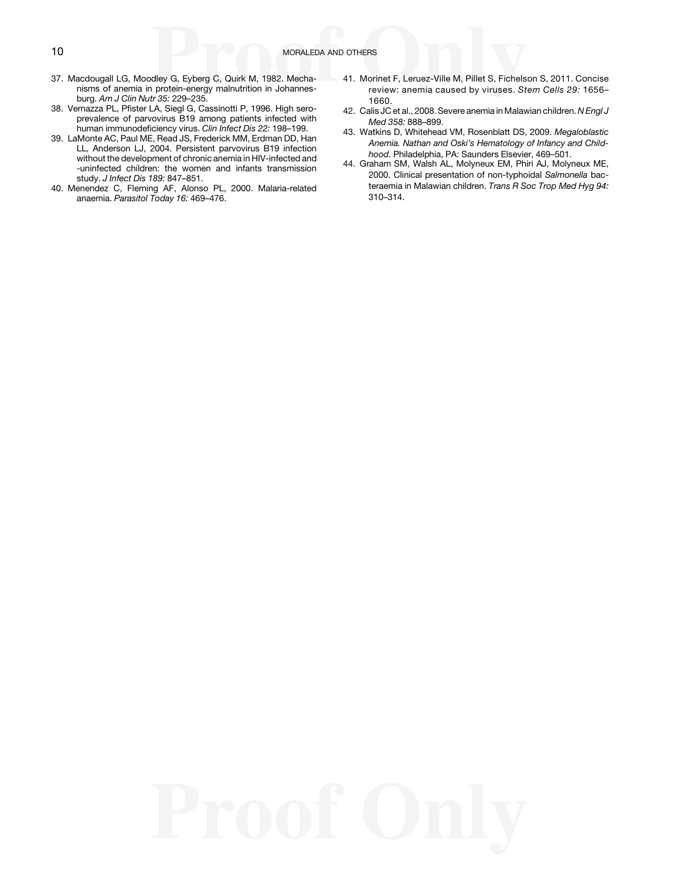37. Macdougall LG, Moodley G, Eyberg C, Quirk M, 1982. Mechanisms of anemia in protein-energy malnutrition in Johannesburg. *Am J Clin Nutr 35:* 229–235.
38. Vernazza PL, Pfister LA, Siegl G, Cassinotti P, 1996. High seroprevalence of parvovirus B19 among patients infected with human immunodeficiency virus. *Clin Infect Dis 22:* 198–199.
39. LaMonte AC, Paul ME, Read JS, Frederick MM, Erdman DD, Han LL, Anderson LJ, 2004. Persistent parvovirus B19 infection without the development of chronic anemia in HIV-infected and -uninfected children: the women and infants transmission study. *J Infect Dis 189:* 847–851.
40. Menendez C, Fleming AF, Alonso PL, 2000. Malaria-related anaemia. *Parasitol Today 16:* 469–476.
41. Morinet F, Leruez-Ville M, Pillet S, Fichelson S, 2011. Concise review: anemia caused by viruses. *Stem Cells 29:* 1656–1660.
42. Calis JC et al., 2008. Severe anemia in Malawian children. *N Engl J Med 358:* 888–899.
43. Watkins D, Whitehead VM, Rosenblatt DS, 2009. *Megaloblastic Anemia. Nathan and Oski's Hematology of Infancy and Childhood*. Philadelphia, PA: Saunders Elsevier, 469–501.
44. Graham SM, Walsh AL, Molyneux EM, Phiri AJ, Molyneux ME, 2000. Clinical presentation of non-typhoidal *Salmonella* bacteraemia in Malawian children. *Trans R Soc Trop Med Hyg 94:* 310–314.